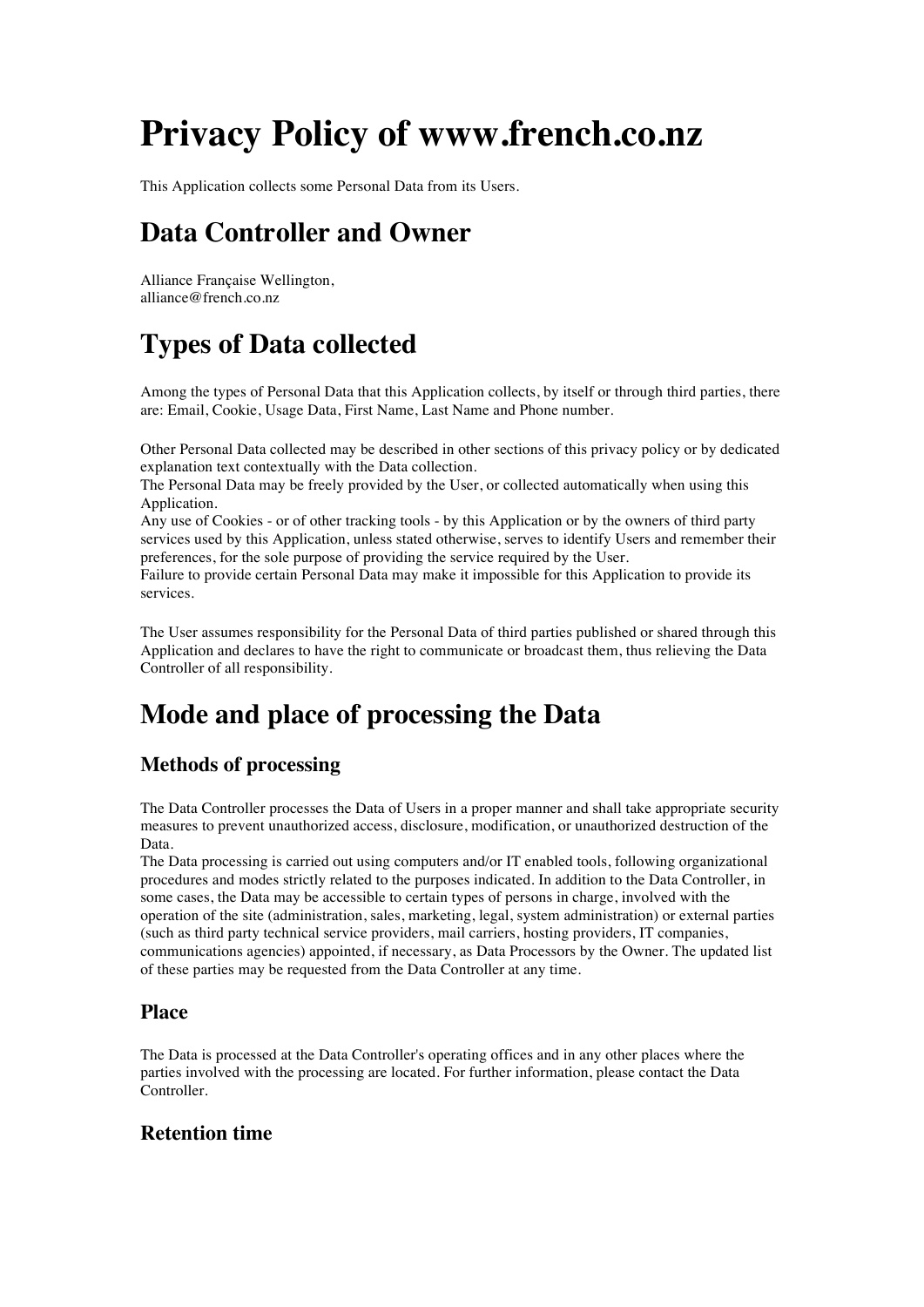# Privacy Policy of www.french.co.nz

This Application collects some Personal Data from its Users.

## Data Controller and Owner

Alliance Française Wellington,
alliance@french.co.nz

## Types of Data collected

Among the types of Personal Data that this Application collects, by itself or through third parties, there are: Email, Cookie, Usage Data, First Name, Last Name and Phone number.

Other Personal Data collected may be described in other sections of this privacy policy or by dedicated explanation text contextually with the Data collection.
The Personal Data may be freely provided by the User, or collected automatically when using this Application.
Any use of Cookies - or of other tracking tools - by this Application or by the owners of third party services used by this Application, unless stated otherwise, serves to identify Users and remember their preferences, for the sole purpose of providing the service required by the User.
Failure to provide certain Personal Data may make it impossible for this Application to provide its services.

The User assumes responsibility for the Personal Data of third parties published or shared through this Application and declares to have the right to communicate or broadcast them, thus relieving the Data Controller of all responsibility.

## Mode and place of processing the Data

### Methods of processing

The Data Controller processes the Data of Users in a proper manner and shall take appropriate security measures to prevent unauthorized access, disclosure, modification, or unauthorized destruction of the Data.
The Data processing is carried out using computers and/or IT enabled tools, following organizational procedures and modes strictly related to the purposes indicated. In addition to the Data Controller, in some cases, the Data may be accessible to certain types of persons in charge, involved with the operation of the site (administration, sales, marketing, legal, system administration) or external parties (such as third party technical service providers, mail carriers, hosting providers, IT companies, communications agencies) appointed, if necessary, as Data Processors by the Owner. The updated list of these parties may be requested from the Data Controller at any time.

### Place

The Data is processed at the Data Controller's operating offices and in any other places where the parties involved with the processing are located. For further information, please contact the Data Controller.

### Retention time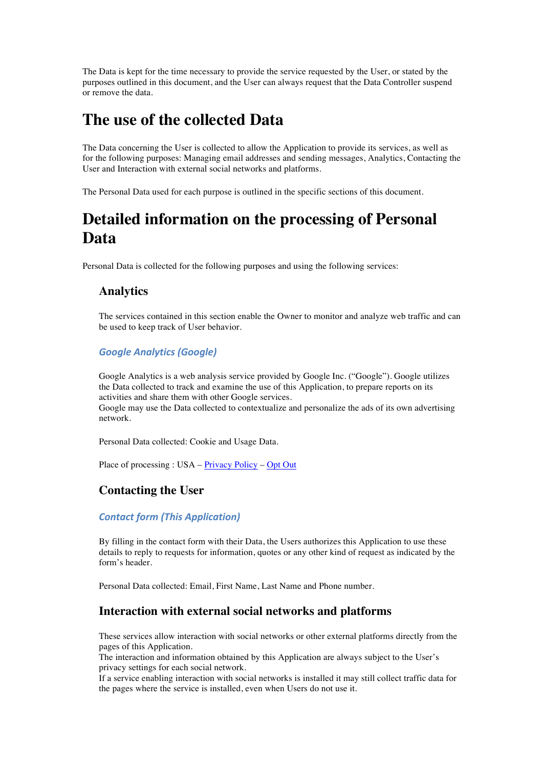The Data is kept for the time necessary to provide the service requested by the User, or stated by the purposes outlined in this document, and the User can always request that the Data Controller suspend or remove the data.

# The use of the collected Data

The Data concerning the User is collected to allow the Application to provide its services, as well as for the following purposes: Managing email addresses and sending messages, Analytics, Contacting the User and Interaction with external social networks and platforms.

The Personal Data used for each purpose is outlined in the specific sections of this document.

# Detailed information on the processing of Personal Data

Personal Data is collected for the following purposes and using the following services:

## Analytics

The services contained in this section enable the Owner to monitor and analyze web traffic and can be used to keep track of User behavior.

### *Google Analytics (Google)*

Google Analytics is a web analysis service provided by Google Inc. ("Google"). Google utilizes the Data collected to track and examine the use of this Application, to prepare reports on its activities and share them with other Google services.
Google may use the Data collected to contextualize and personalize the ads of its own advertising network.

Personal Data collected: Cookie and Usage Data.

Place of processing : USA – Privacy Policy – Opt Out

## Contacting the User

### *Contact form (This Application)*

By filling in the contact form with their Data, the Users authorizes this Application to use these details to reply to requests for information, quotes or any other kind of request as indicated by the form's header.

Personal Data collected: Email, First Name, Last Name and Phone number.

## Interaction with external social networks and platforms

These services allow interaction with social networks or other external platforms directly from the pages of this Application.
The interaction and information obtained by this Application are always subject to the User's privacy settings for each social network.
If a service enabling interaction with social networks is installed it may still collect traffic data for the pages where the service is installed, even when Users do not use it.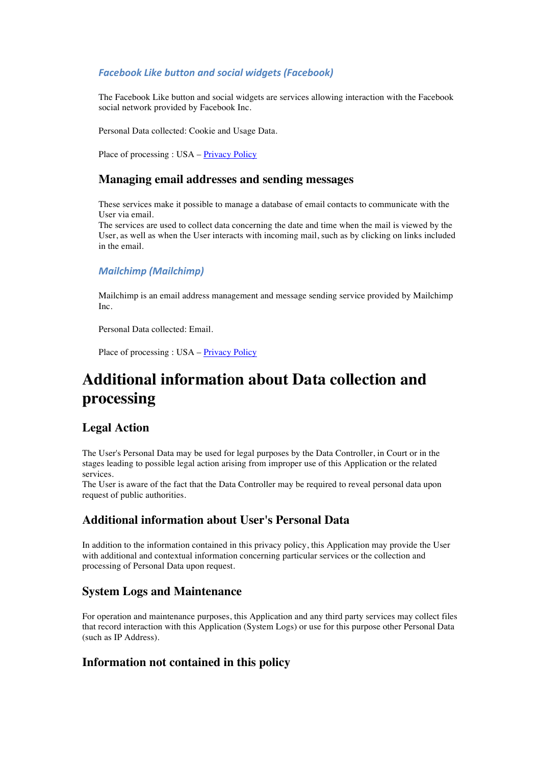#### *Facebook Like button and social widgets (Facebook)*

The Facebook Like button and social widgets are services allowing interaction with the Facebook social network provided by Facebook Inc.

Personal Data collected: Cookie and Usage Data.

Place of processing : USA – Privacy Policy

### Managing email addresses and sending messages

These services make it possible to manage a database of email contacts to communicate with the User via email.
The services are used to collect data concerning the date and time when the mail is viewed by the User, as well as when the User interacts with incoming mail, such as by clicking on links included in the email.

#### *Mailchimp (Mailchimp)*

Mailchimp is an email address management and message sending service provided by Mailchimp Inc.

Personal Data collected: Email.

Place of processing : USA – Privacy Policy

# Additional information about Data collection and processing

## Legal Action

The User's Personal Data may be used for legal purposes by the Data Controller, in Court or in the stages leading to possible legal action arising from improper use of this Application or the related services.
The User is aware of the fact that the Data Controller may be required to reveal personal data upon request of public authorities.

## Additional information about User's Personal Data

In addition to the information contained in this privacy policy, this Application may provide the User with additional and contextual information concerning particular services or the collection and processing of Personal Data upon request.

## System Logs and Maintenance

For operation and maintenance purposes, this Application and any third party services may collect files that record interaction with this Application (System Logs) or use for this purpose other Personal Data (such as IP Address).

## Information not contained in this policy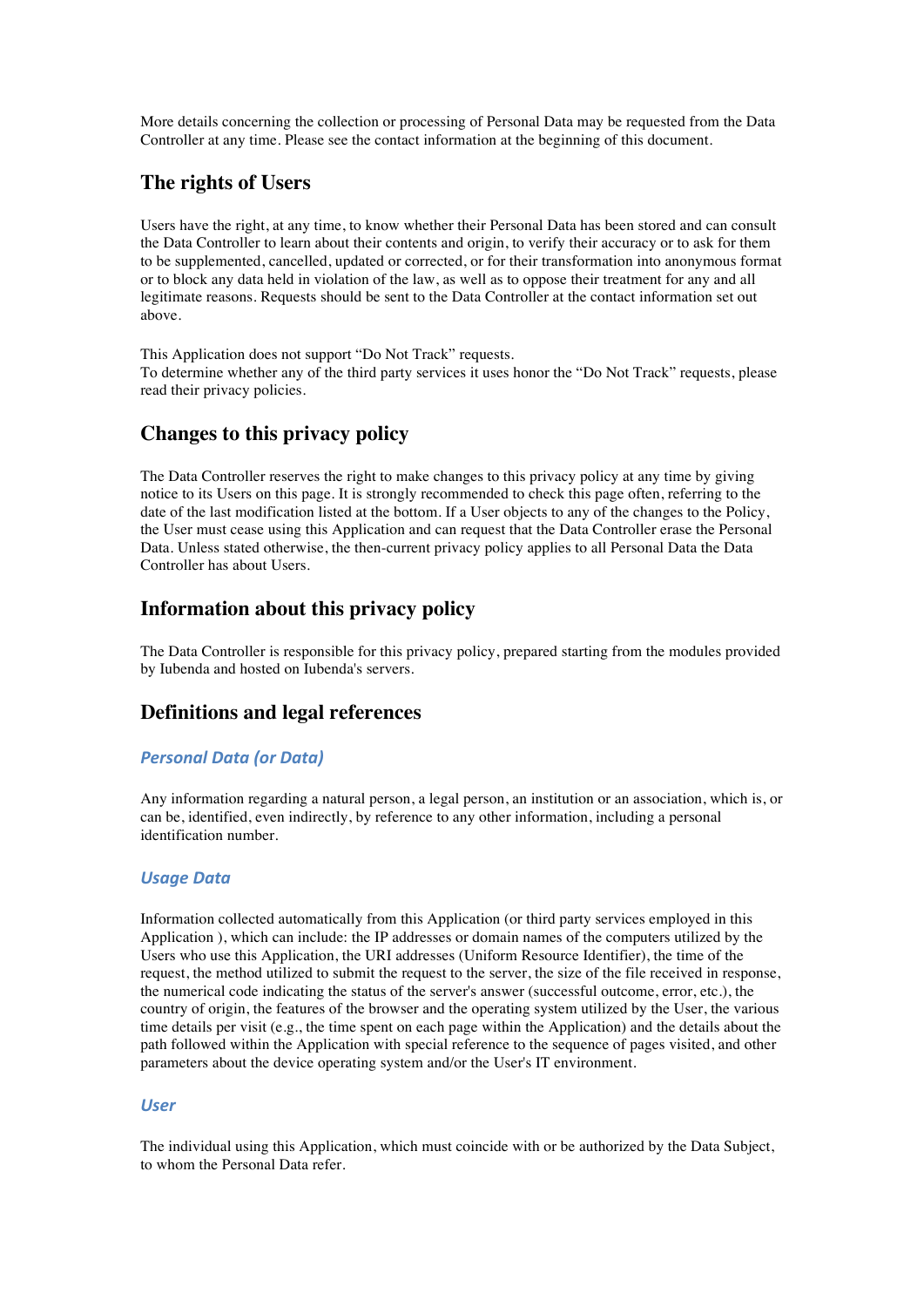More details concerning the collection or processing of Personal Data may be requested from the Data Controller at any time. Please see the contact information at the beginning of this document.

## The rights of Users

Users have the right, at any time, to know whether their Personal Data has been stored and can consult the Data Controller to learn about their contents and origin, to verify their accuracy or to ask for them to be supplemented, cancelled, updated or corrected, or for their transformation into anonymous format or to block any data held in violation of the law, as well as to oppose their treatment for any and all legitimate reasons. Requests should be sent to the Data Controller at the contact information set out above.

This Application does not support "Do Not Track" requests.
To determine whether any of the third party services it uses honor the "Do Not Track" requests, please read their privacy policies.

## Changes to this privacy policy

The Data Controller reserves the right to make changes to this privacy policy at any time by giving notice to its Users on this page. It is strongly recommended to check this page often, referring to the date of the last modification listed at the bottom. If a User objects to any of the changes to the Policy, the User must cease using this Application and can request that the Data Controller erase the Personal Data. Unless stated otherwise, the then-current privacy policy applies to all Personal Data the Data Controller has about Users.

## Information about this privacy policy

The Data Controller is responsible for this privacy policy, prepared starting from the modules provided by Iubenda and hosted on Iubenda's servers.

## Definitions and legal references

### *Personal Data (or Data)*

Any information regarding a natural person, a legal person, an institution or an association, which is, or can be, identified, even indirectly, by reference to any other information, including a personal identification number.

### *Usage Data*

Information collected automatically from this Application (or third party services employed in this Application ), which can include: the IP addresses or domain names of the computers utilized by the Users who use this Application, the URI addresses (Uniform Resource Identifier), the time of the request, the method utilized to submit the request to the server, the size of the file received in response, the numerical code indicating the status of the server's answer (successful outcome, error, etc.), the country of origin, the features of the browser and the operating system utilized by the User, the various time details per visit (e.g., the time spent on each page within the Application) and the details about the path followed within the Application with special reference to the sequence of pages visited, and other parameters about the device operating system and/or the User's IT environment.

### *User*

The individual using this Application, which must coincide with or be authorized by the Data Subject, to whom the Personal Data refer.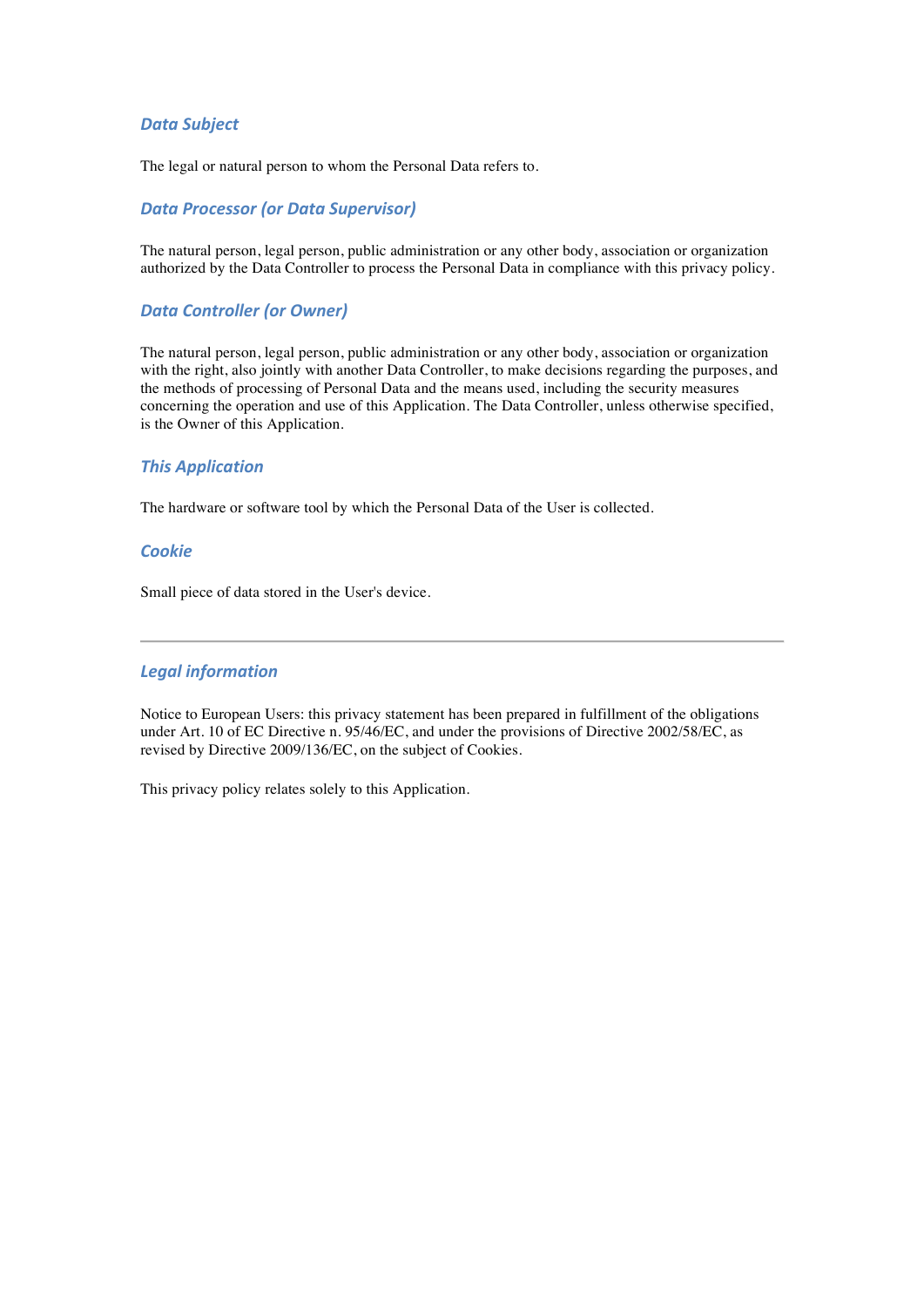### *Data Subject*

The legal or natural person to whom the Personal Data refers to.

### *Data Processor (or Data Supervisor)*

The natural person, legal person, public administration or any other body, association or organization authorized by the Data Controller to process the Personal Data in compliance with this privacy policy.

### *Data Controller (or Owner)*

The natural person, legal person, public administration or any other body, association or organization with the right, also jointly with another Data Controller, to make decisions regarding the purposes, and the methods of processing of Personal Data and the means used, including the security measures concerning the operation and use of this Application. The Data Controller, unless otherwise specified, is the Owner of this Application.

### *This Application*

The hardware or software tool by which the Personal Data of the User is collected.

### *Cookie*

Small piece of data stored in the User's device.

---

### *Legal information*

Notice to European Users: this privacy statement has been prepared in fulfillment of the obligations under Art. 10 of EC Directive n. 95/46/EC, and under the provisions of Directive 2002/58/EC, as revised by Directive 2009/136/EC, on the subject of Cookies.

This privacy policy relates solely to this Application.